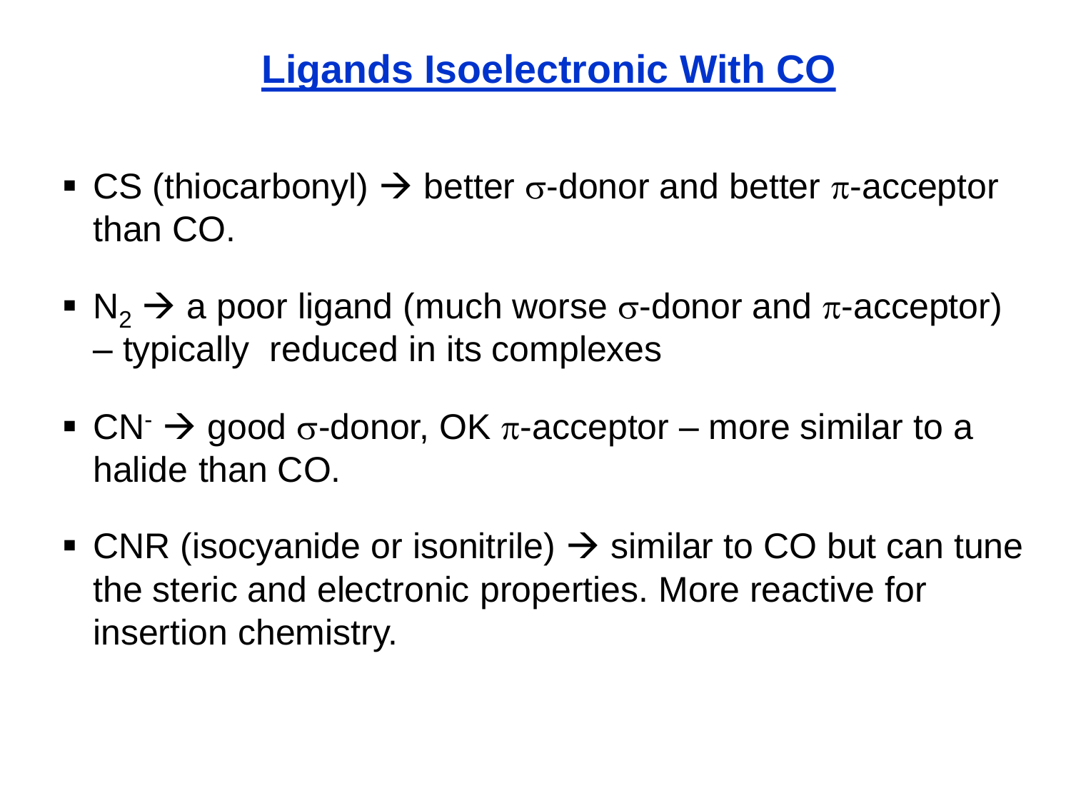# Ligands Isoelectronic With CO

- CS (thiocarbonyl) → better $\sigma$-donor and better $\pi$-acceptor than CO.

- $N_2$ → a poor ligand (much worse $\sigma$-donor and $\pi$-acceptor) – typically reduced in its complexes

- $CN^-$ → good $\sigma$-donor, OK $\pi$-acceptor – more similar to a halide than CO.

- CNR (isocyanide or isonitrile) → similar to CO but can tune the steric and electronic properties. More reactive for insertion chemistry.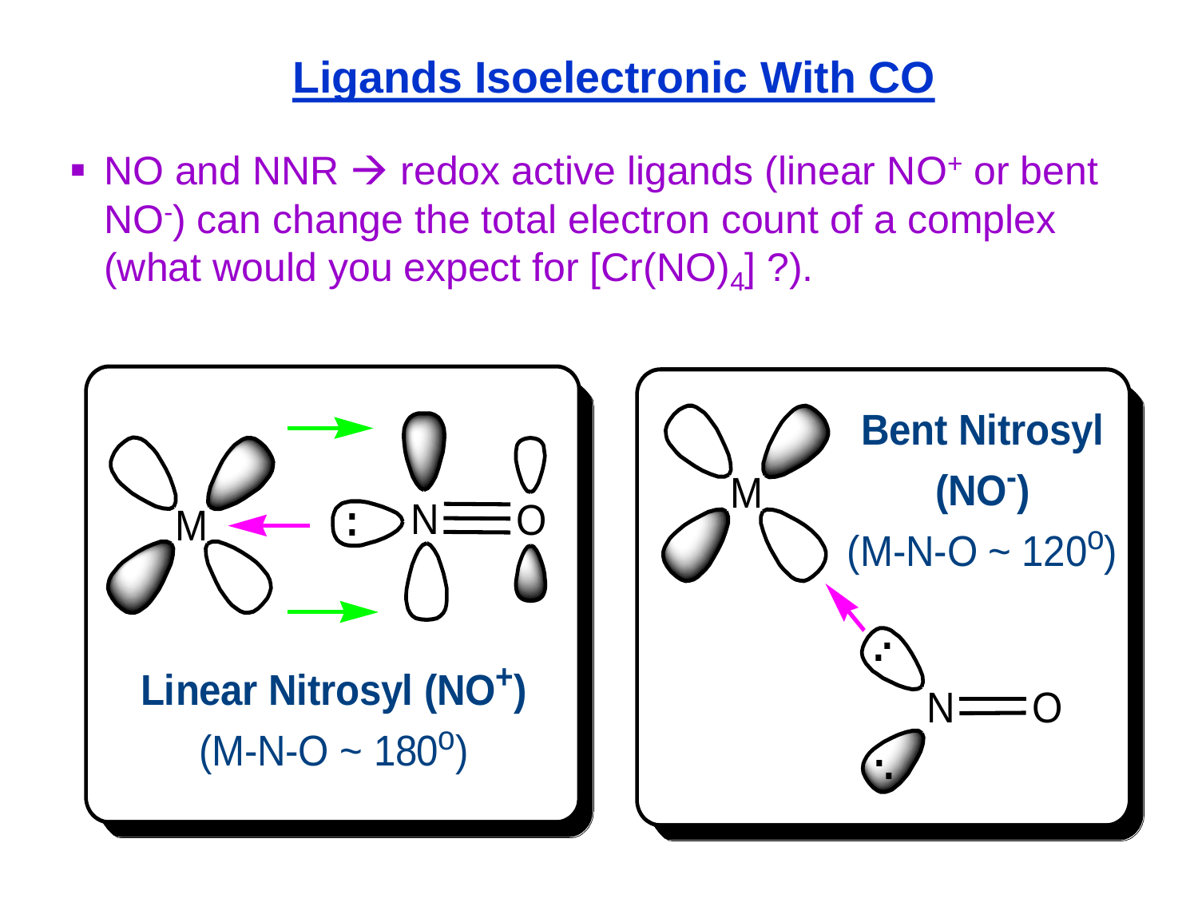# Ligands Isoelectronic With CO

- NO and NNR → redox active ligands (linear $NO^+$ or bent $NO^-$) can change the total electron count of a complex (what would you expect for $[Cr(NO)_4]$ ?).

Linear Nitrosyl ($NO^+$)

(M-N-O ~ 180°)

Bent Nitrosyl

($NO^-$)

(M-N-O ~ 120°)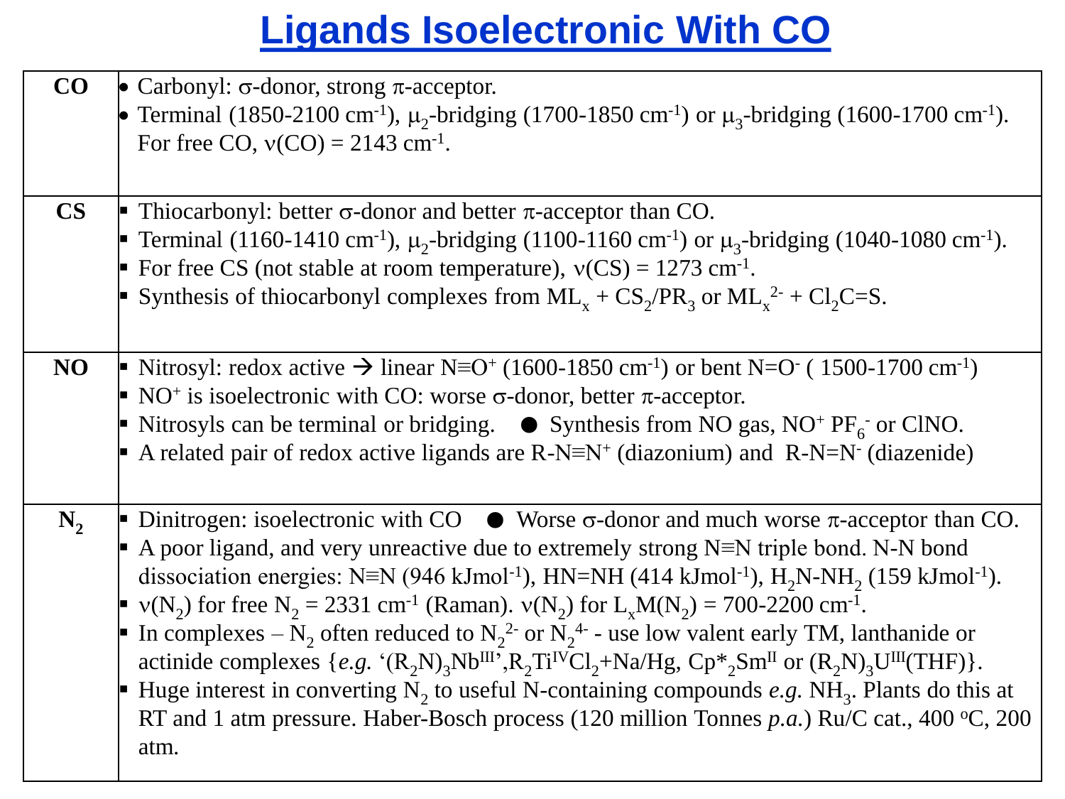# Ligands Isoelectronic With CO

| | |
|---|---|
| **CO** | • Carbonyl: σ-donor, strong π-acceptor.<br>• Terminal (1850-2100 $cm^{-1}$), $\mu_2$-bridging (1700-1850 $cm^{-1}$) or $\mu_3$-bridging (1600-1700 $cm^{-1}$). For free CO, ν(CO) = 2143 $cm^{-1}$. |
| **CS** | ▪ Thiocarbonyl: better σ-donor and better π-acceptor than CO.<br>▪ Terminal (1160-1410 $cm^{-1}$), $\mu_2$-bridging (1100-1160 $cm^{-1}$) or $\mu_3$-bridging (1040-1080 $cm^{-1}$).<br>▪ For free CS (not stable at room temperature), ν(CS) = 1273 $cm^{-1}$.<br>▪ Synthesis of thiocarbonyl complexes from $ML_x$ + $CS_2/PR_3$ or $ML_x^{2-}$ + $Cl_2C{=}S$. |
| **NO** | ▪ Nitrosyl: redox active → linear $N{\equiv}O^+$ (1600-1850 $cm^{-1}$) or bent $N{=}O^-$ ( 1500-1700 $cm^{-1}$)<br>▪ $NO^+$ is isoelectronic with CO: worse σ-donor, better π-acceptor.<br>▪ Nitrosyls can be terminal or bridging. ● Synthesis from NO gas, $NO^+ PF_6^-$ or ClNO.<br>▪ A related pair of redox active ligands are $R{-}N{\equiv}N^+$ (diazonium) and $R{-}N{=}N^-$ (diazenide) |
| **$N_2$** | ▪ Dinitrogen: isoelectronic with CO ● Worse σ-donor and much worse π-acceptor than CO.<br>▪ A poor ligand, and very unreactive due to extremely strong N≡N triple bond. N-N bond dissociation energies: N≡N (946 $kJmol^{-1}$), HN=NH (414 $kJmol^{-1}$), $H_2N{-}NH_2$ (159 $kJmol^{-1}$).<br>▪ $\nu(N_2)$ for free $N_2$ = 2331 $cm^{-1}$ (Raman). $\nu(N_2)$ for $L_xM(N_2)$ = 700-2200 $cm^{-1}$.<br>▪ In complexes – $N_2$ often reduced to $N_2^{2-}$ or $N_2^{4-}$ - use low valent early TM, lanthanide or actinide complexes {*e.g.* '$(R_2N)_3Nb^{III}$', $R_2Ti^{IV}Cl_2$+Na/Hg, $Cp^*_2Sm^{II}$ or $(R_2N)_3U^{III}(THF)$}.<br>▪ Huge interest in converting $N_2$ to useful N-containing compounds *e.g.* $NH_3$. Plants do this at RT and 1 atm pressure. Haber-Bosch process (120 million Tonnes *p.a.*) Ru/C cat., 400 °C, 200 atm. |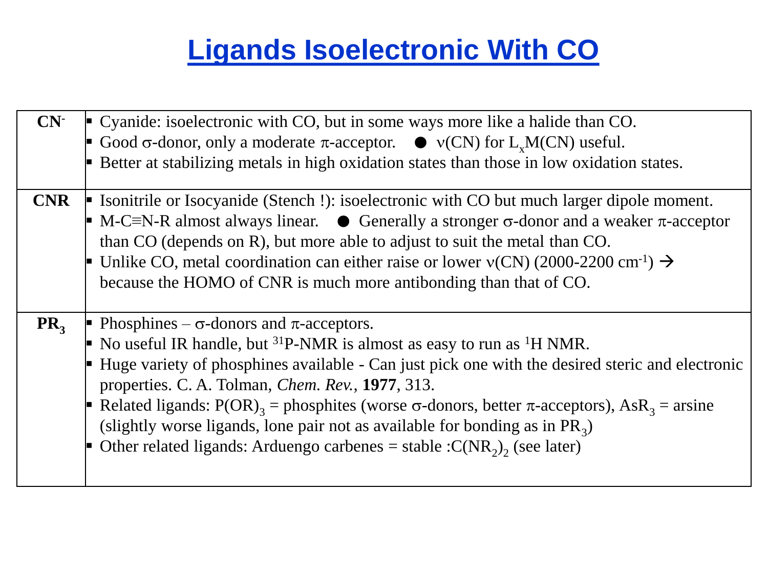# Ligands Isoelectronic With CO

| | |
|---|---|
| **$CN^-$** | ▪ Cyanide: isoelectronic with CO, but in some ways more like a halide than CO.<br>▪ Good σ-donor, only a moderate π-acceptor. ● ν(CN) for $L_xM(CN)$ useful.<br>▪ Better at stabilizing metals in high oxidation states than those in low oxidation states. |
| **CNR** | ▪ Isonitrile or Isocyanide (Stench !): isoelectronic with CO but much larger dipole moment.<br>▪ M-C≡N-R almost always linear. ● Generally a stronger σ-donor and a weaker π-acceptor than CO (depends on R), but more able to adjust to suit the metal than CO.<br>▪ Unlike CO, metal coordination can either raise or lower ν(CN) (2000-2200 $cm^{-1}$) → because the HOMO of CNR is much more antibonding than that of CO. |
| **$PR_3$** | ▪ Phosphines – σ-donors and π-acceptors.<br>▪ No useful IR handle, but $^{31}$P-NMR is almost as easy to run as $^{1}$H NMR.<br>▪ Huge variety of phosphines available - Can just pick one with the desired steric and electronic properties. C. A. Tolman, *Chem. Rev.*, **1977**, 313.<br>▪ Related ligands: $P(OR)_3$ = phosphites (worse σ-donors, better π-acceptors), $AsR_3$ = arsine (slightly worse ligands, lone pair not as available for bonding as in $PR_3$)<br>▪ Other related ligands: Arduengo carbenes = stable $:C(NR_2)_2$ (see later) |